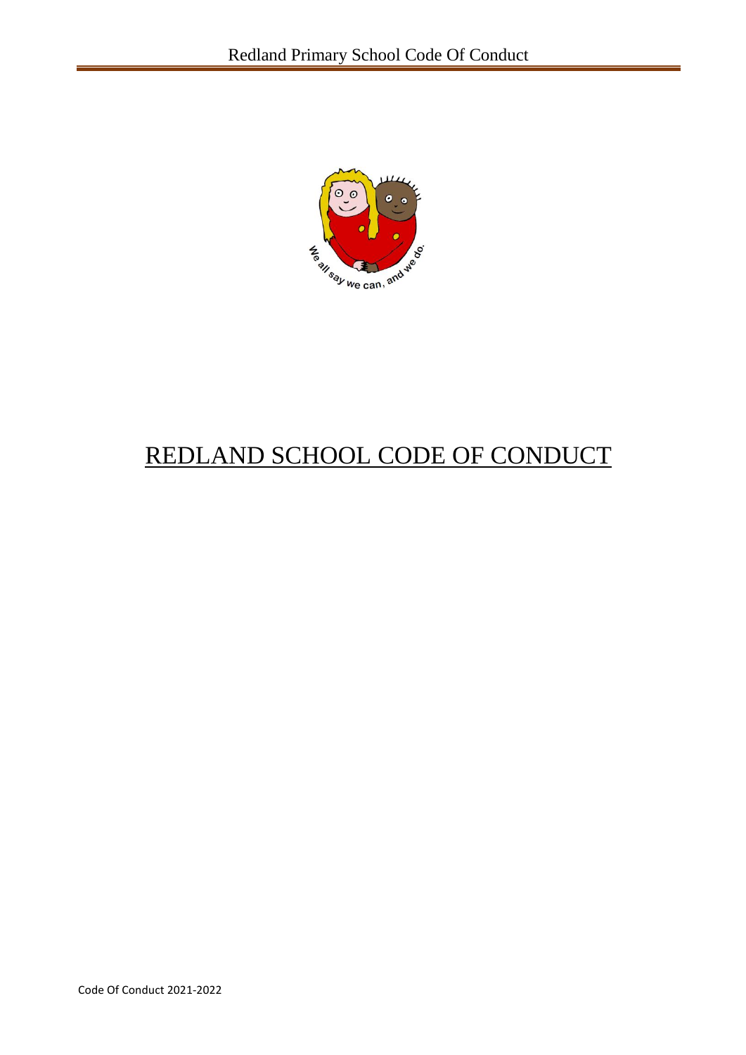# REDLAND SCHOOL CODE OF CONDUCT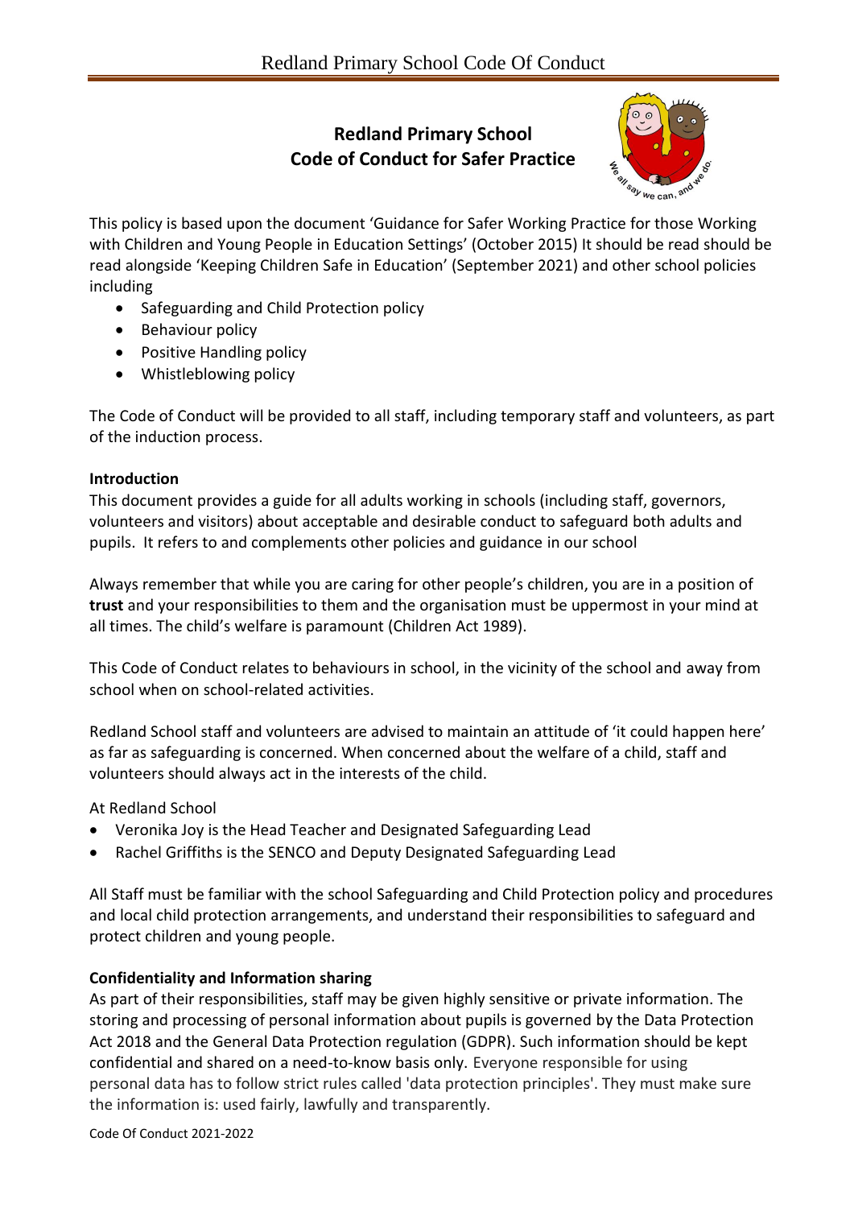# Redland Primary School
# Code of Conduct for Safer Practice

This policy is based upon the document 'Guidance for Safer Working Practice for those Working with Children and Young People in Education Settings' (October 2015) It should be read should be read alongside 'Keeping Children Safe in Education' (September 2021) and other school policies including

- Safeguarding and Child Protection policy
- Behaviour policy
- Positive Handling policy
- Whistleblowing policy

The Code of Conduct will be provided to all staff, including temporary staff and volunteers, as part of the induction process.

**Introduction**

This document provides a guide for all adults working in schools (including staff, governors, volunteers and visitors) about acceptable and desirable conduct to safeguard both adults and pupils. It refers to and complements other policies and guidance in our school

Always remember that while you are caring for other people's children, you are in a position of **trust** and your responsibilities to them and the organisation must be uppermost in your mind at all times. The child's welfare is paramount (Children Act 1989).

This Code of Conduct relates to behaviours in school, in the vicinity of the school and away from school when on school-related activities.

Redland School staff and volunteers are advised to maintain an attitude of 'it could happen here' as far as safeguarding is concerned. When concerned about the welfare of a child, staff and volunteers should always act in the interests of the child.

At Redland School

- Veronika Joy is the Head Teacher and Designated Safeguarding Lead
- Rachel Griffiths is the SENCO and Deputy Designated Safeguarding Lead

All Staff must be familiar with the school Safeguarding and Child Protection policy and procedures and local child protection arrangements, and understand their responsibilities to safeguard and protect children and young people.

**Confidentiality and Information sharing**

As part of their responsibilities, staff may be given highly sensitive or private information. The storing and processing of personal information about pupils is governed by the Data Protection Act 2018 and the General Data Protection regulation (GDPR). Such information should be kept confidential and shared on a need-to-know basis only. Everyone responsible for using personal data has to follow strict rules called 'data protection principles'. They must make sure the information is: used fairly, lawfully and transparently.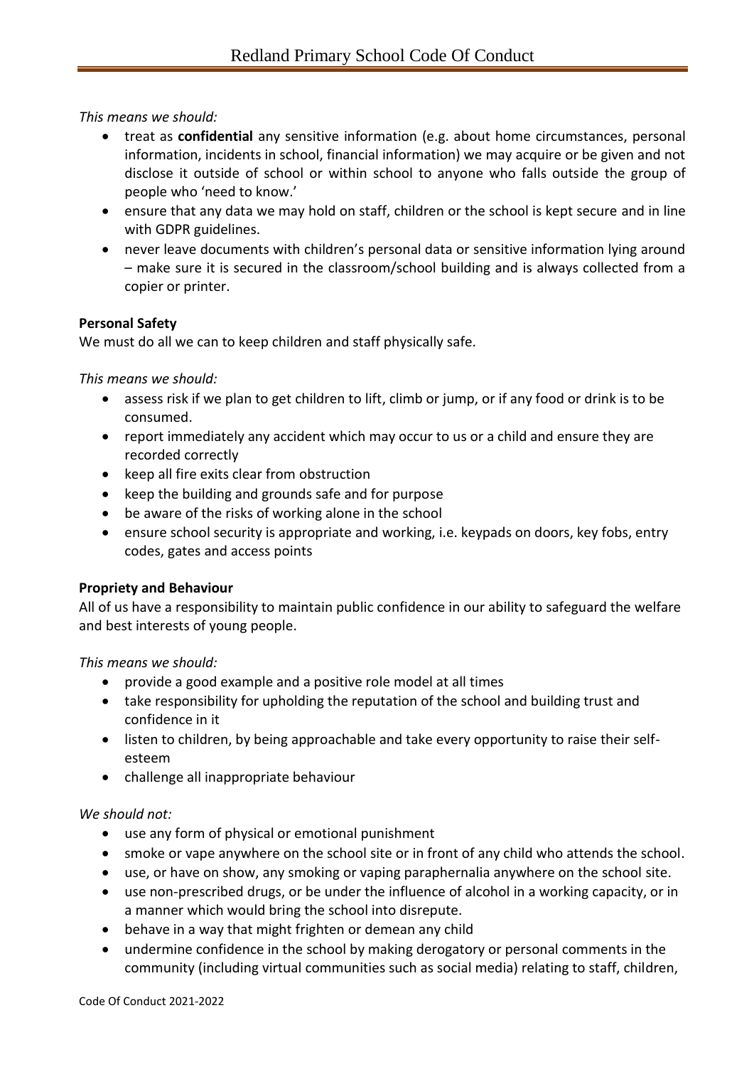*This means we should:*

- treat as **confidential** any sensitive information (e.g. about home circumstances, personal information, incidents in school, financial information) we may acquire or be given and not disclose it outside of school or within school to anyone who falls outside the group of people who 'need to know.'
- ensure that any data we may hold on staff, children or the school is kept secure and in line with GDPR guidelines.
- never leave documents with children's personal data or sensitive information lying around – make sure it is secured in the classroom/school building and is always collected from a copier or printer.

**Personal Safety**

We must do all we can to keep children and staff physically safe.

*This means we should:*

- assess risk if we plan to get children to lift, climb or jump, or if any food or drink is to be consumed.
- report immediately any accident which may occur to us or a child and ensure they are recorded correctly
- keep all fire exits clear from obstruction
- keep the building and grounds safe and for purpose
- be aware of the risks of working alone in the school
- ensure school security is appropriate and working, i.e. keypads on doors, key fobs, entry codes, gates and access points

**Propriety and Behaviour**

All of us have a responsibility to maintain public confidence in our ability to safeguard the welfare and best interests of young people.

*This means we should:*

- provide a good example and a positive role model at all times
- take responsibility for upholding the reputation of the school and building trust and confidence in it
- listen to children, by being approachable and take every opportunity to raise their self-esteem
- challenge all inappropriate behaviour

*We should not:*

- use any form of physical or emotional punishment
- smoke or vape anywhere on the school site or in front of any child who attends the school.
- use, or have on show, any smoking or vaping paraphernalia anywhere on the school site.
- use non-prescribed drugs, or be under the influence of alcohol in a working capacity, or in a manner which would bring the school into disrepute.
- behave in a way that might frighten or demean any child
- undermine confidence in the school by making derogatory or personal comments in the community (including virtual communities such as social media) relating to staff, children,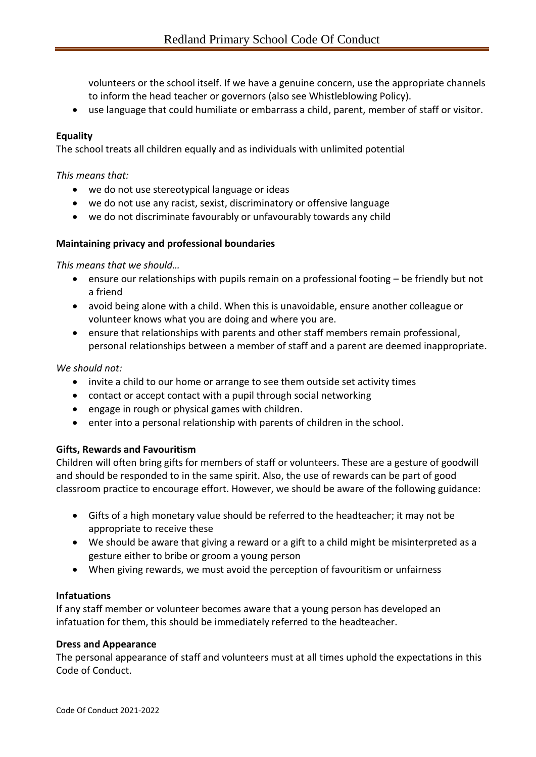volunteers or the school itself. If we have a genuine concern, use the appropriate channels to inform the head teacher or governors (also see Whistleblowing Policy).

- use language that could humiliate or embarrass a child, parent, member of staff or visitor.

**Equality**

The school treats all children equally and as individuals with unlimited potential

*This means that:*

- we do not use stereotypical language or ideas
- we do not use any racist, sexist, discriminatory or offensive language
- we do not discriminate favourably or unfavourably towards any child

**Maintaining privacy and professional boundaries**

*This means that we should…*

- ensure our relationships with pupils remain on a professional footing – be friendly but not a friend
- avoid being alone with a child. When this is unavoidable, ensure another colleague or volunteer knows what you are doing and where you are.
- ensure that relationships with parents and other staff members remain professional, personal relationships between a member of staff and a parent are deemed inappropriate.

*We should not:*

- invite a child to our home or arrange to see them outside set activity times
- contact or accept contact with a pupil through social networking
- engage in rough or physical games with children.
- enter into a personal relationship with parents of children in the school.

**Gifts, Rewards and Favouritism**

Children will often bring gifts for members of staff or volunteers. These are a gesture of goodwill and should be responded to in the same spirit. Also, the use of rewards can be part of good classroom practice to encourage effort. However, we should be aware of the following guidance:

- Gifts of a high monetary value should be referred to the headteacher; it may not be appropriate to receive these
- We should be aware that giving a reward or a gift to a child might be misinterpreted as a gesture either to bribe or groom a young person
- When giving rewards, we must avoid the perception of favouritism or unfairness

**Infatuations**

If any staff member or volunteer becomes aware that a young person has developed an infatuation for them, this should be immediately referred to the headteacher.

**Dress and Appearance**

The personal appearance of staff and volunteers must at all times uphold the expectations in this Code of Conduct.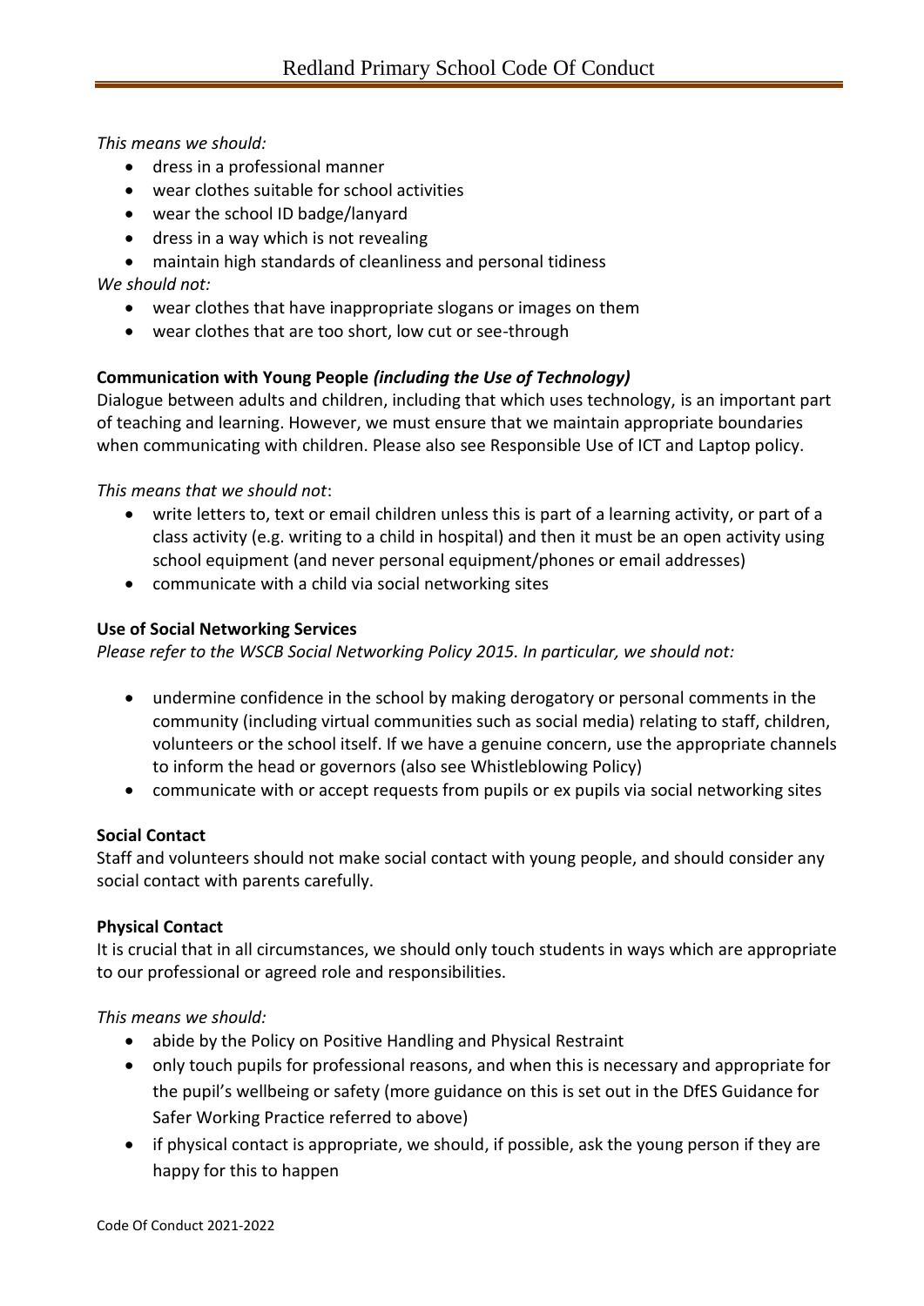*This means we should:*

- dress in a professional manner
- wear clothes suitable for school activities
- wear the school ID badge/lanyard
- dress in a way which is not revealing
- maintain high standards of cleanliness and personal tidiness

*We should not:*

- wear clothes that have inappropriate slogans or images on them
- wear clothes that are too short, low cut or see-through

**Communication with Young People *(including the Use of Technology)***

Dialogue between adults and children, including that which uses technology, is an important part of teaching and learning. However, we must ensure that we maintain appropriate boundaries when communicating with children. Please also see Responsible Use of ICT and Laptop policy.

*This means that we should not*:

- write letters to, text or email children unless this is part of a learning activity, or part of a class activity (e.g. writing to a child in hospital) and then it must be an open activity using school equipment (and never personal equipment/phones or email addresses)
- communicate with a child via social networking sites

**Use of Social Networking Services**

*Please refer to the WSCB Social Networking Policy 2015. In particular, we should not:*

- undermine confidence in the school by making derogatory or personal comments in the community (including virtual communities such as social media) relating to staff, children, volunteers or the school itself. If we have a genuine concern, use the appropriate channels to inform the head or governors (also see Whistleblowing Policy)
- communicate with or accept requests from pupils or ex pupils via social networking sites

**Social Contact**

Staff and volunteers should not make social contact with young people, and should consider any social contact with parents carefully.

**Physical Contact**

It is crucial that in all circumstances, we should only touch students in ways which are appropriate to our professional or agreed role and responsibilities.

*This means we should:*

- abide by the Policy on Positive Handling and Physical Restraint
- only touch pupils for professional reasons, and when this is necessary and appropriate for the pupil's wellbeing or safety (more guidance on this is set out in the DfES Guidance for Safer Working Practice referred to above)
- if physical contact is appropriate, we should, if possible, ask the young person if they are happy for this to happen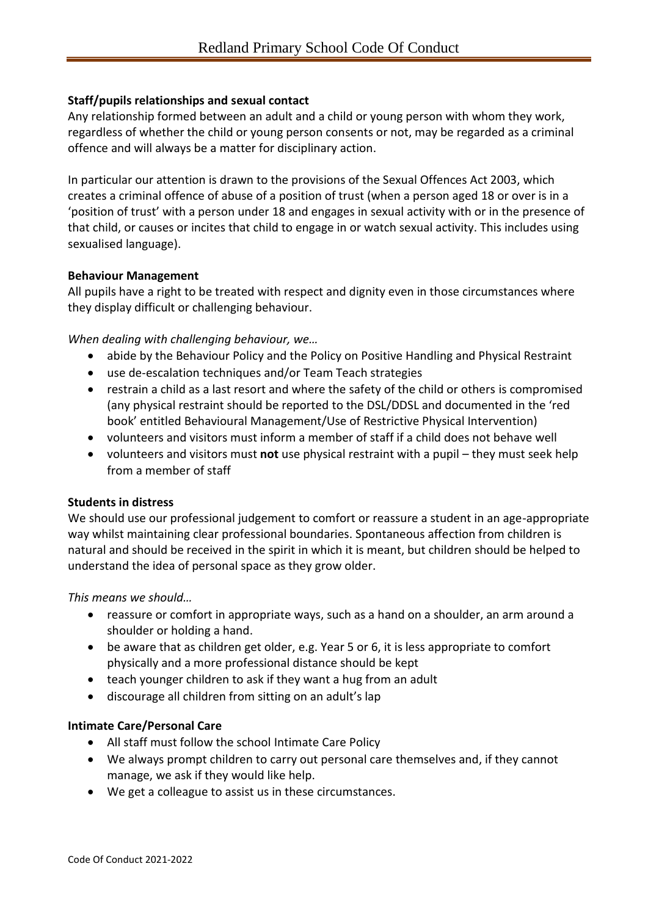**Staff/pupils relationships and sexual contact**

Any relationship formed between an adult and a child or young person with whom they work, regardless of whether the child or young person consents or not, may be regarded as a criminal offence and will always be a matter for disciplinary action.

In particular our attention is drawn to the provisions of the Sexual Offences Act 2003, which creates a criminal offence of abuse of a position of trust (when a person aged 18 or over is in a 'position of trust' with a person under 18 and engages in sexual activity with or in the presence of that child, or causes or incites that child to engage in or watch sexual activity. This includes using sexualised language).

**Behaviour Management**

All pupils have a right to be treated with respect and dignity even in those circumstances where they display difficult or challenging behaviour.

*When dealing with challenging behaviour, we…*

- abide by the Behaviour Policy and the Policy on Positive Handling and Physical Restraint
- use de-escalation techniques and/or Team Teach strategies
- restrain a child as a last resort and where the safety of the child or others is compromised (any physical restraint should be reported to the DSL/DDSL and documented in the 'red book' entitled Behavioural Management/Use of Restrictive Physical Intervention)
- volunteers and visitors must inform a member of staff if a child does not behave well
- volunteers and visitors must **not** use physical restraint with a pupil – they must seek help from a member of staff

**Students in distress**

We should use our professional judgement to comfort or reassure a student in an age-appropriate way whilst maintaining clear professional boundaries. Spontaneous affection from children is natural and should be received in the spirit in which it is meant, but children should be helped to understand the idea of personal space as they grow older.

*This means we should…*

- reassure or comfort in appropriate ways, such as a hand on a shoulder, an arm around a shoulder or holding a hand.
- be aware that as children get older, e.g. Year 5 or 6, it is less appropriate to comfort physically and a more professional distance should be kept
- teach younger children to ask if they want a hug from an adult
- discourage all children from sitting on an adult's lap

**Intimate Care/Personal Care**

- All staff must follow the school Intimate Care Policy
- We always prompt children to carry out personal care themselves and, if they cannot manage, we ask if they would like help.
- We get a colleague to assist us in these circumstances.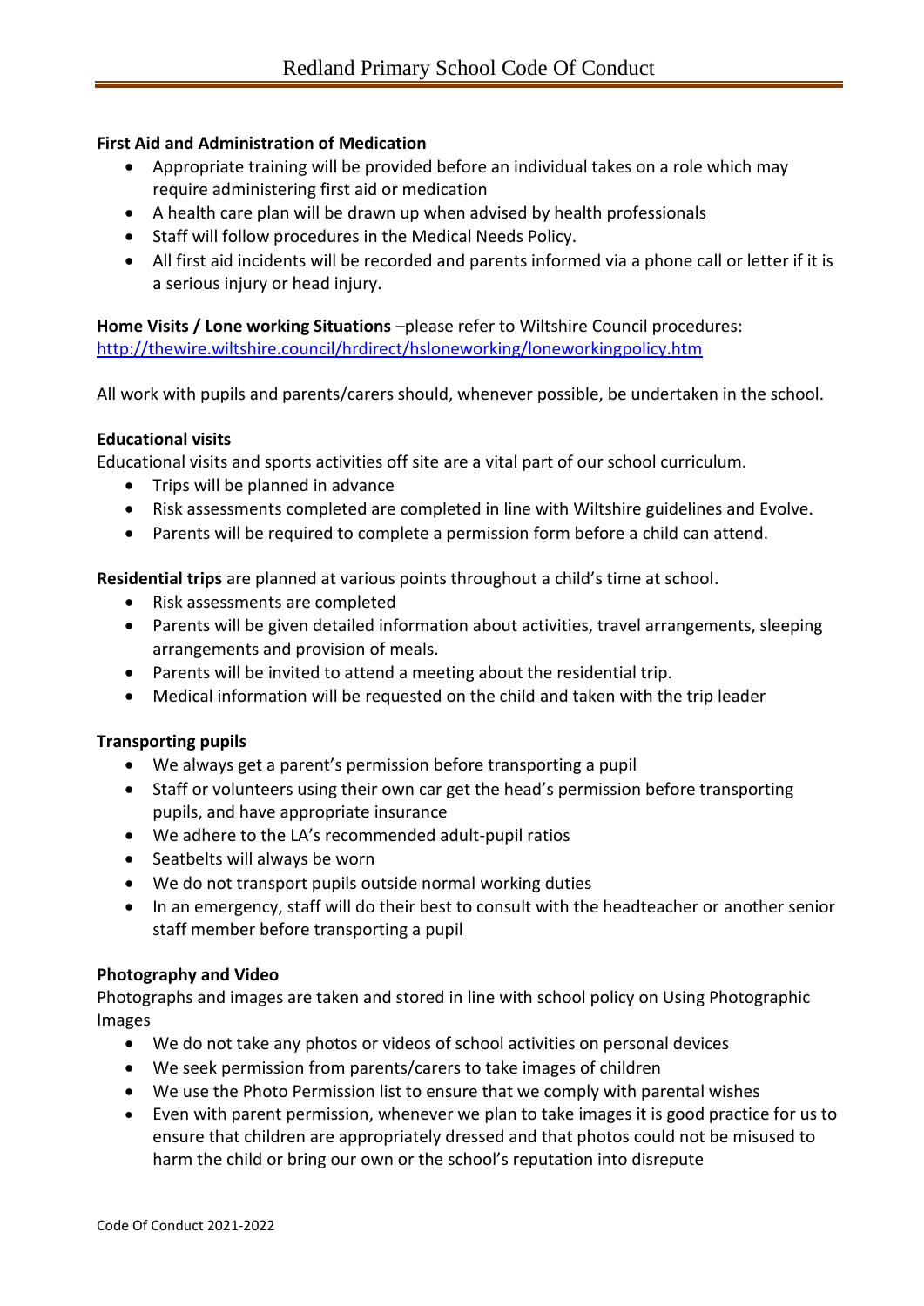**First Aid and Administration of Medication**

- Appropriate training will be provided before an individual takes on a role which may require administering first aid or medication
- A health care plan will be drawn up when advised by health professionals
- Staff will follow procedures in the Medical Needs Policy.
- All first aid incidents will be recorded and parents informed via a phone call or letter if it is a serious injury or head injury.

**Home Visits / Lone working Situations** –please refer to Wiltshire Council procedures: [http://thewire.wiltshire.council/hrdirect/hsloneworking/loneworkingpolicy.htm](http://thewire.wiltshire.council/hrdirect/hsloneworking/loneworkingpolicy.htm)

All work with pupils and parents/carers should, whenever possible, be undertaken in the school.

**Educational visits**

Educational visits and sports activities off site are a vital part of our school curriculum.

- Trips will be planned in advance
- Risk assessments completed are completed in line with Wiltshire guidelines and Evolve.
- Parents will be required to complete a permission form before a child can attend.

**Residential trips** are planned at various points throughout a child's time at school.

- Risk assessments are completed
- Parents will be given detailed information about activities, travel arrangements, sleeping arrangements and provision of meals.
- Parents will be invited to attend a meeting about the residential trip.
- Medical information will be requested on the child and taken with the trip leader

**Transporting pupils**

- We always get a parent's permission before transporting a pupil
- Staff or volunteers using their own car get the head's permission before transporting pupils, and have appropriate insurance
- We adhere to the LA's recommended adult-pupil ratios
- Seatbelts will always be worn
- We do not transport pupils outside normal working duties
- In an emergency, staff will do their best to consult with the headteacher or another senior staff member before transporting a pupil

**Photography and Video**

Photographs and images are taken and stored in line with school policy on Using Photographic Images

- We do not take any photos or videos of school activities on personal devices
- We seek permission from parents/carers to take images of children
- We use the Photo Permission list to ensure that we comply with parental wishes
- Even with parent permission, whenever we plan to take images it is good practice for us to ensure that children are appropriately dressed and that photos could not be misused to harm the child or bring our own or the school's reputation into disrepute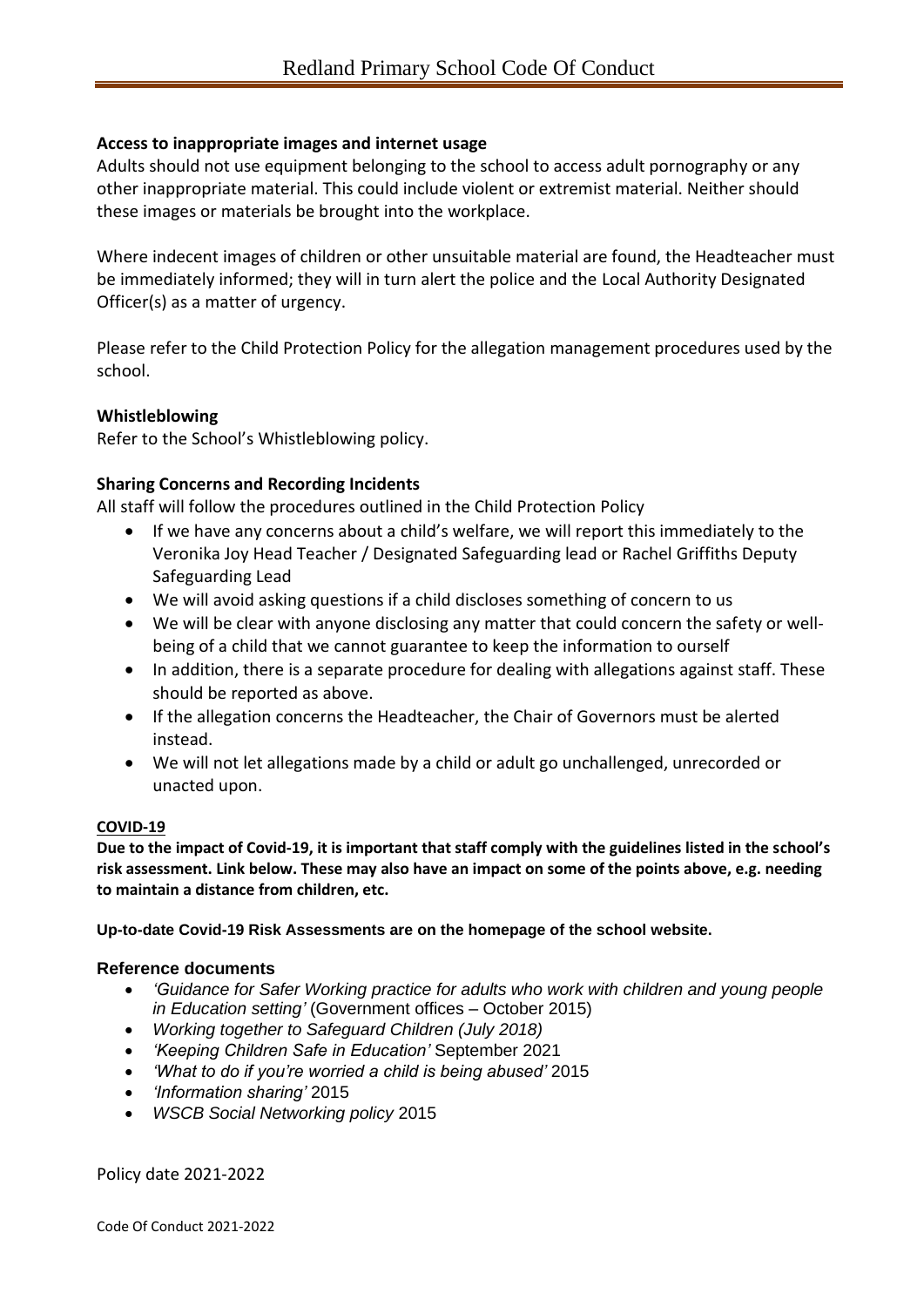### Access to inappropriate images and internet usage

Adults should not use equipment belonging to the school to access adult pornography or any other inappropriate material. This could include violent or extremist material. Neither should these images or materials be brought into the workplace.

Where indecent images of children or other unsuitable material are found, the Headteacher must be immediately informed; they will in turn alert the police and the Local Authority Designated Officer(s) as a matter of urgency.

Please refer to the Child Protection Policy for the allegation management procedures used by the school.

### Whistleblowing

Refer to the School's Whistleblowing policy.

### Sharing Concerns and Recording Incidents

All staff will follow the procedures outlined in the Child Protection Policy

- If we have any concerns about a child's welfare, we will report this immediately to the Veronika Joy Head Teacher / Designated Safeguarding lead or Rachel Griffiths Deputy Safeguarding Lead
- We will avoid asking questions if a child discloses something of concern to us
- We will be clear with anyone disclosing any matter that could concern the safety or well-being of a child that we cannot guarantee to keep the information to ourself
- In addition, there is a separate procedure for dealing with allegations against staff. These should be reported as above.
- If the allegation concerns the Headteacher, the Chair of Governors must be alerted instead.
- We will not let allegations made by a child or adult go unchallenged, unrecorded or unacted upon.

### COVID-19

**Due to the impact of Covid-19, it is important that staff comply with the guidelines listed in the school's risk assessment. Link below. These may also have an impact on some of the points above, e.g. needing to maintain a distance from children, etc.**

**Up-to-date Covid-19 Risk Assessments are on the homepage of the school website.**

### Reference documents

- *'Guidance for Safer Working practice for adults who work with children and young people in Education setting'* (Government offices – October 2015)
- *Working together to Safeguard Children (July 2018)*
- *'Keeping Children Safe in Education'* September 2021
- *'What to do if you're worried a child is being abused'* 2015
- *'Information sharing'* 2015
- *WSCB Social Networking policy* 2015

Policy date 2021-2022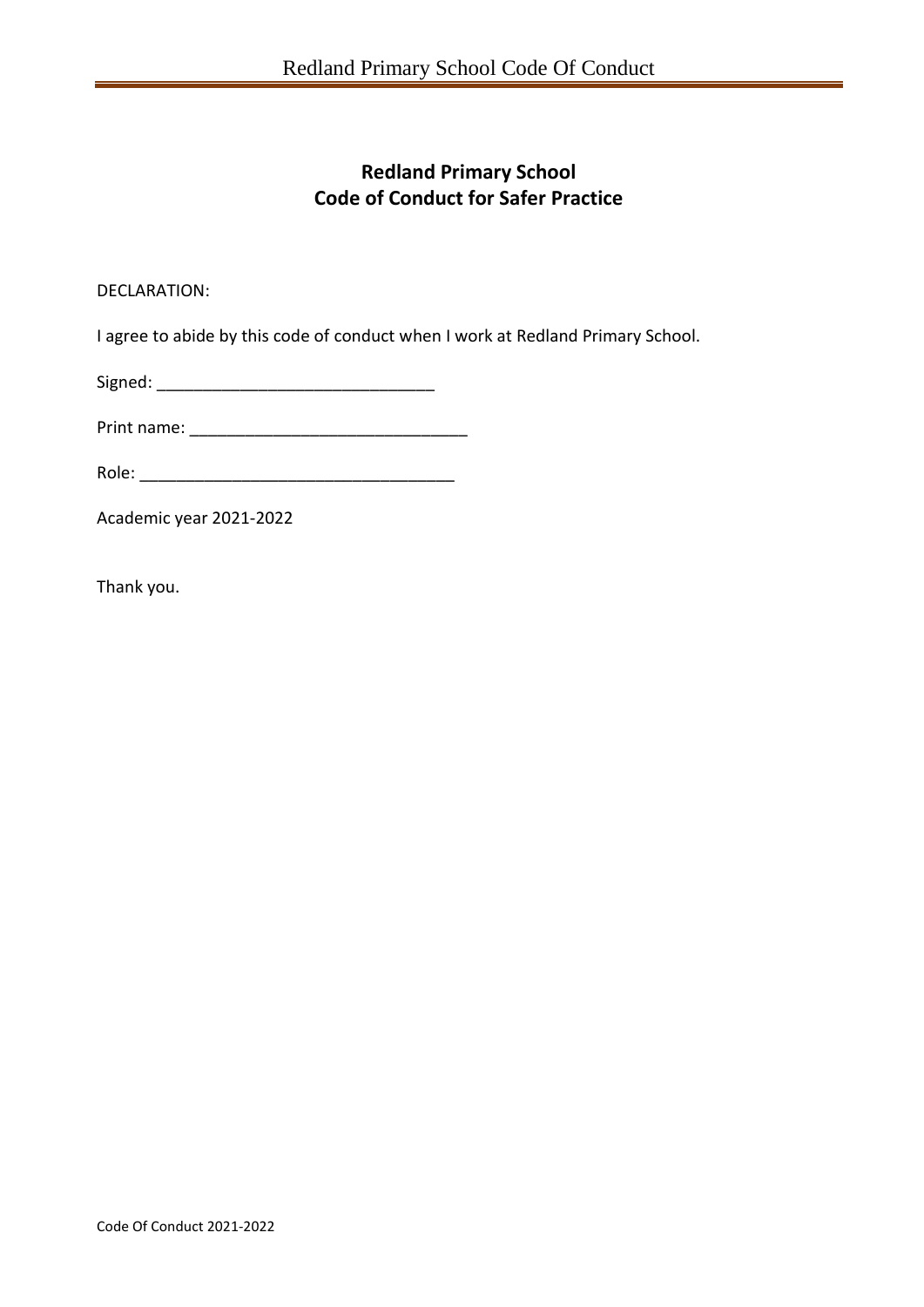**Redland Primary School**
**Code of Conduct for Safer Practice**

DECLARATION:

I agree to abide by this code of conduct when I work at Redland Primary School.

Signed: ______________________________

Print name: ______________________________

Role: __________________________________

Academic year 2021-2022

Thank you.